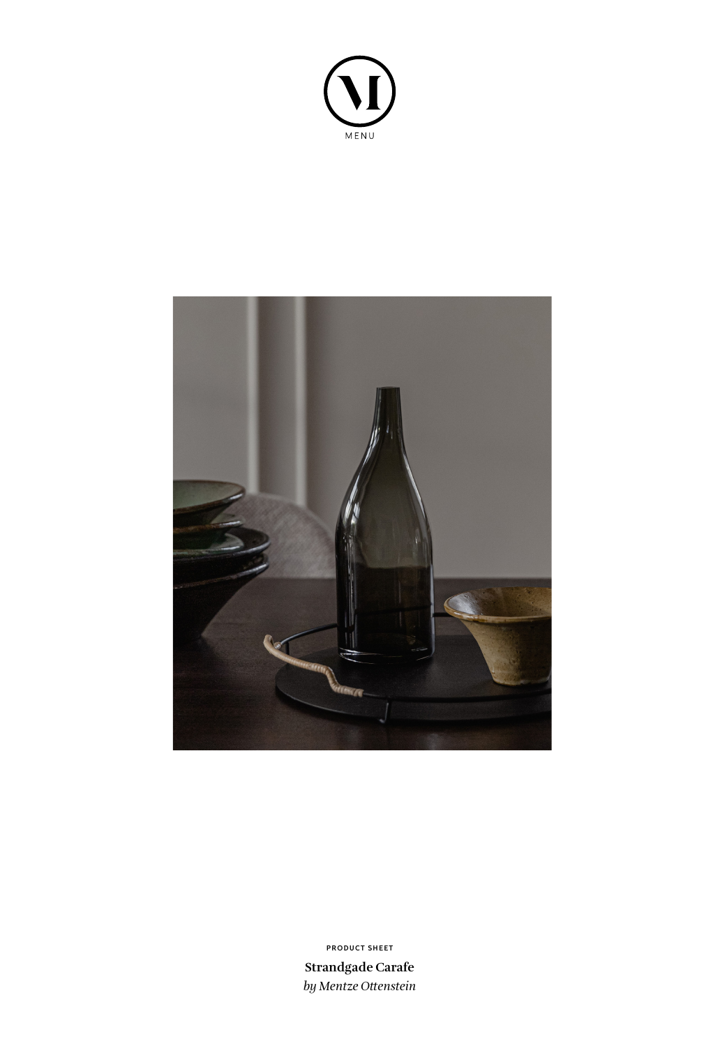MENU

PRODUCT SHEET

**Strandgade Carafe**

*by Mentze Ottenstein*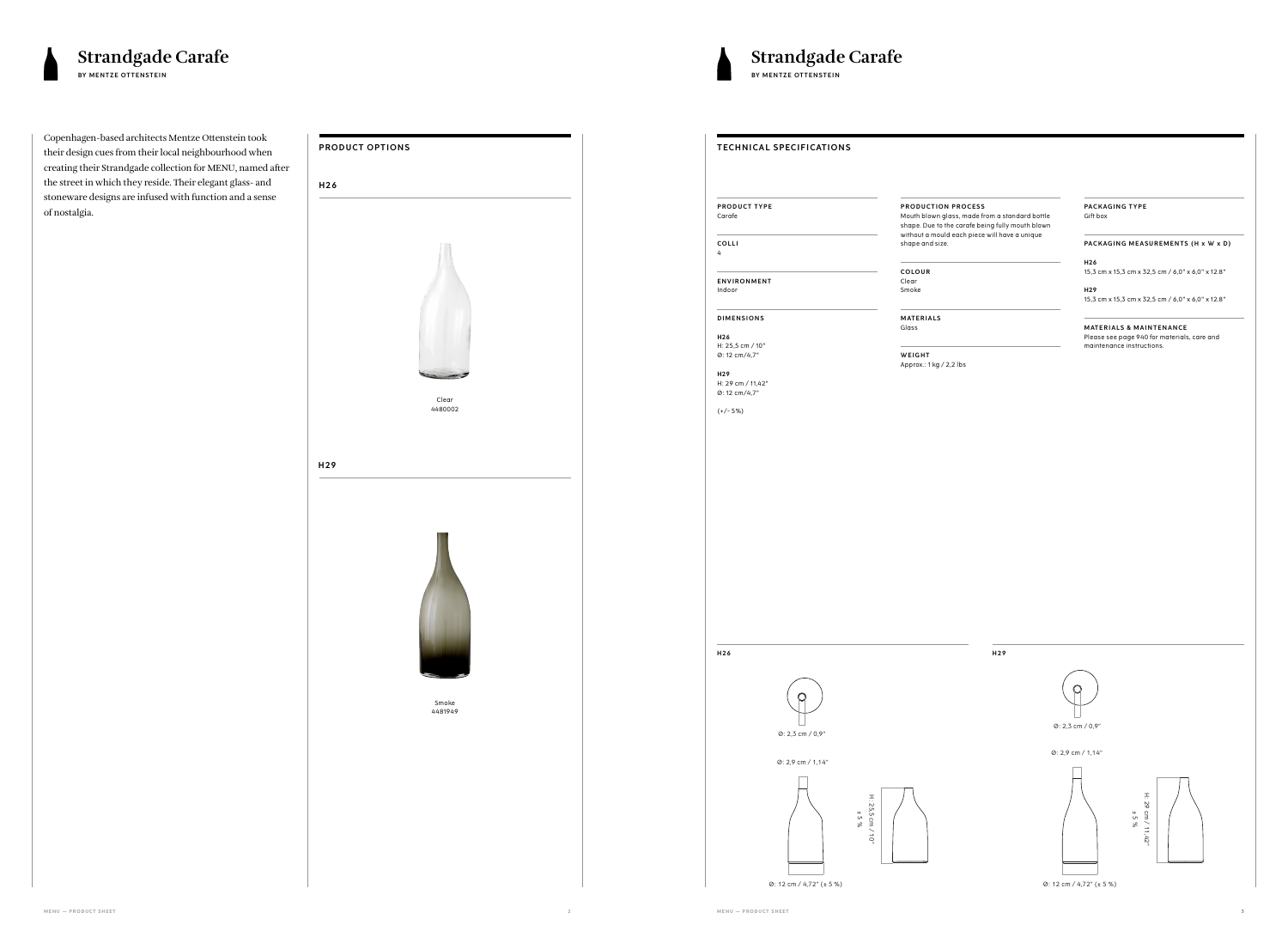# Strandgade Carafe

BY MENTZE OTTENSTEIN

Copenhagen-based architects Mentze Ottenstein took their design cues from their local neighbourhood when creating their Strandgade collection for MENU, named after the street in which they reside. Their elegant glass- and stoneware designs are infused with function and a sense of nostalgia.

## PRODUCT OPTIONS

### H26

Clear
4480002

### H29

Smoke
4481949

# Strandgade Carafe

BY MENTZE OTTENSTEIN

## TECHNICAL SPECIFICATIONS

**PRODUCT TYPE**
Carafe

**COLLI**
4

**ENVIRONMENT**
Indoor

**DIMENSIONS**

**H26**
H: 25,5 cm / 10"
Ø: 12 cm/4,7"

**H29**
H: 29 cm / 11,42"
Ø: 12 cm/4,7"

(+/- 5%)

**PRODUCTION PROCESS**
Mouth blown glass, made from a standard bottle shape. Due to the carafe being fully mouth blown without a mould each piece will have a unique shape and size.

**COLOUR**
Clear
Smoke

**MATERIALS**
Glass

**WEIGHT**
Approx.: 1 kg / 2,2 lbs

**PACKAGING TYPE**
Gift box

**PACKAGING MEASUREMENTS (H x W x D)**

**H26**
15,3 cm x 15,3 cm x 32,5 cm / 6,0" x 6,0" x 12.8"

**H29**
15,3 cm x 15,3 cm x 32,5 cm / 6,0" x 6,0" x 12.8"

**MATERIALS & MAINTENANCE**
Please see page 940 for materials, care and maintenance instructions.

**H26**

Ø: 2,3 cm / 0,9"

Ø: 2,9 cm / 1,14"

H: 25,5 cm / 10"
± 5 %

Ø: 12 cm / 4,72" (± 5 %)

**H29**

Ø: 2,3 cm / 0,9"

Ø: 2,9 cm / 1,14"

H: 29 cm / 11,42"
± 5 %

Ø: 12 cm / 4,72" (± 5 %)